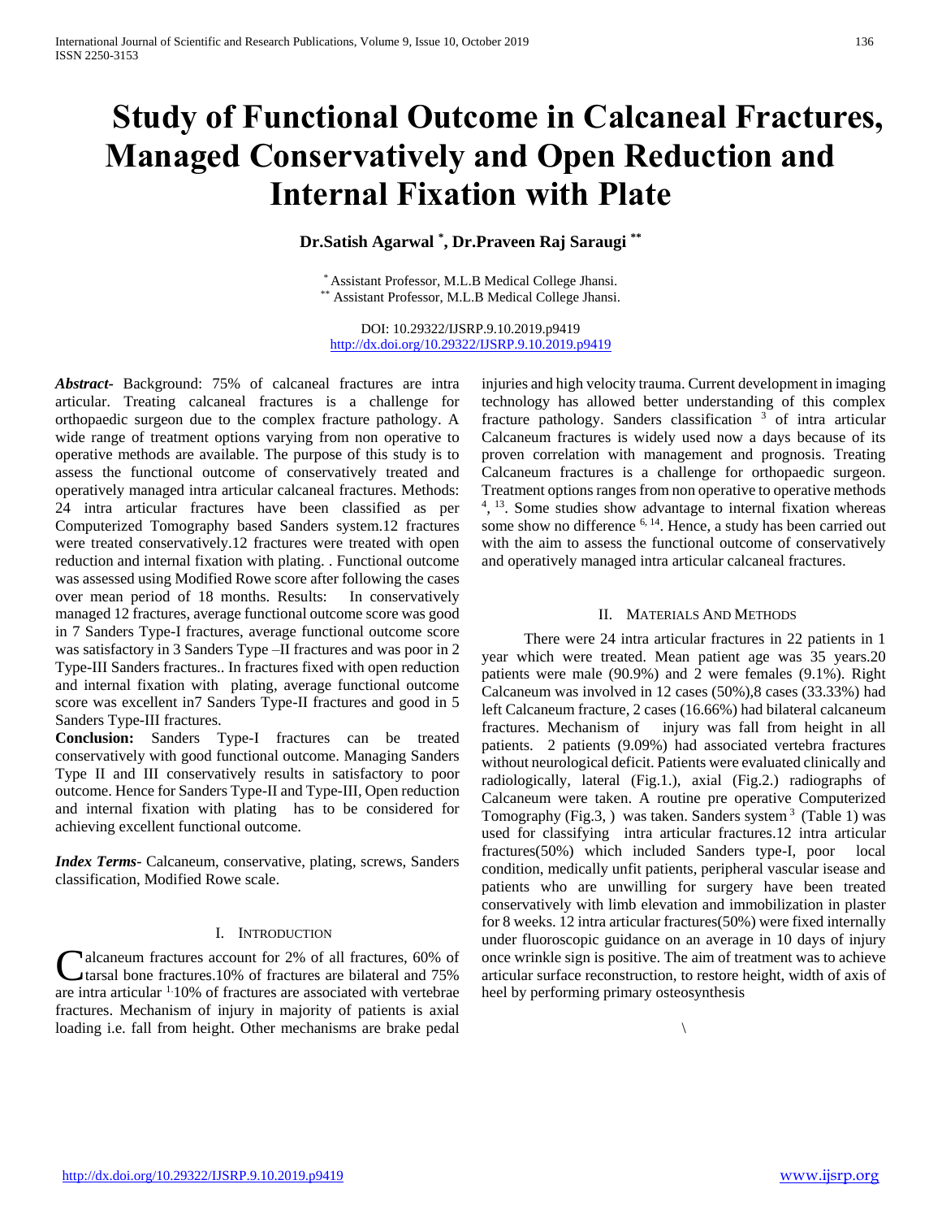# Study of Functional Outcome in Calcaneal Fractures, Managed Conservatively and Open Reduction and Internal Fixation with Plate

**Dr.Satish Agarwal [*], Dr.Praveen Raj Saraugi [**]**

[*] Assistant Professor, M.L.B Medical College Jhansi.
[**] Assistant Professor, M.L.B Medical College Jhansi.

DOI: 10.29322/IJSRP.9.10.2019.p9419
http://dx.doi.org/10.29322/IJSRP.9.10.2019.p9419

***Abstract***- Background: 75% of calcaneal fractures are intra articular. Treating calcaneal fractures is a challenge for orthopaedic surgeon due to the complex fracture pathology. A wide range of treatment options varying from non operative to operative methods are available. The purpose of this study is to assess the functional outcome of conservatively treated and operatively managed intra articular calcaneal fractures. Methods: 24 intra articular fractures have been classified as per Computerized Tomography based Sanders system.12 fractures were treated conservatively.12 fractures were treated with open reduction and internal fixation with plating. . Functional outcome was assessed using Modified Rowe score after following the cases over mean period of 18 months. Results: In conservatively managed 12 fractures, average functional outcome score was good in 7 Sanders Type-I fractures, average functional outcome score was satisfactory in 3 Sanders Type –II fractures and was poor in 2 Type-III Sanders fractures.. In fractures fixed with open reduction and internal fixation with plating, average functional outcome score was excellent in7 Sanders Type-II fractures and good in 5 Sanders Type-III fractures.

**Conclusion:** Sanders Type-I fractures can be treated conservatively with good functional outcome. Managing Sanders Type II and III conservatively results in satisfactory to poor outcome. Hence for Sanders Type-II and Type-III, Open reduction and internal fixation with plating has to be considered for achieving excellent functional outcome.

***Index Terms***- Calcaneum, conservative, plating, screws, Sanders classification, Modified Rowe scale.

## I. Introduction

Calcaneum fractures account for 2% of all fractures, 60% of tarsal bone fractures.10% of fractures are bilateral and 75% are intra articular [1].10% of fractures are associated with vertebrae fractures. Mechanism of injury in majority of patients is axial loading i.e. fall from height. Other mechanisms are brake pedal injuries and high velocity trauma. Current development in imaging technology has allowed better understanding of this complex fracture pathology. Sanders classification [3] of intra articular Calcaneum fractures is widely used now a days because of its proven correlation with management and prognosis. Treating Calcaneum fractures is a challenge for orthopaedic surgeon. Treatment options ranges from non operative to operative methods [4], [13]. Some studies show advantage to internal fixation whereas some show no difference [6, 14]. Hence, a study has been carried out with the aim to assess the functional outcome of conservatively and operatively managed intra articular calcaneal fractures.

## II. Materials And Methods

There were 24 intra articular fractures in 22 patients in 1 year which were treated. Mean patient age was 35 years.20 patients were male (90.9%) and 2 were females (9.1%). Right Calcaneum was involved in 12 cases (50%),8 cases (33.33%) had left Calcaneum fracture, 2 cases (16.66%) had bilateral calcaneum fractures. Mechanism of injury was fall from height in all patients. 2 patients (9.09%) had associated vertebra fractures without neurological deficit. Patients were evaluated clinically and radiologically, lateral (Fig.1.), axial (Fig.2.) radiographs of Calcaneum were taken. A routine pre operative Computerized Tomography (Fig.3, ) was taken. Sanders system [3] (Table 1) was used for classifying intra articular fractures.12 intra articular fractures(50%) which included Sanders type-I, poor local condition, medically unfit patients, peripheral vascular isease and patients who are unwilling for surgery have been treated conservatively with limb elevation and immobilization in plaster for 8 weeks. 12 intra articular fractures(50%) were fixed internally under fluoroscopic guidance on an average in 10 days of injury once wrinkle sign is positive. The aim of treatment was to achieve articular surface reconstruction, to restore height, width of axis of heel by performing primary osteosynthesis

\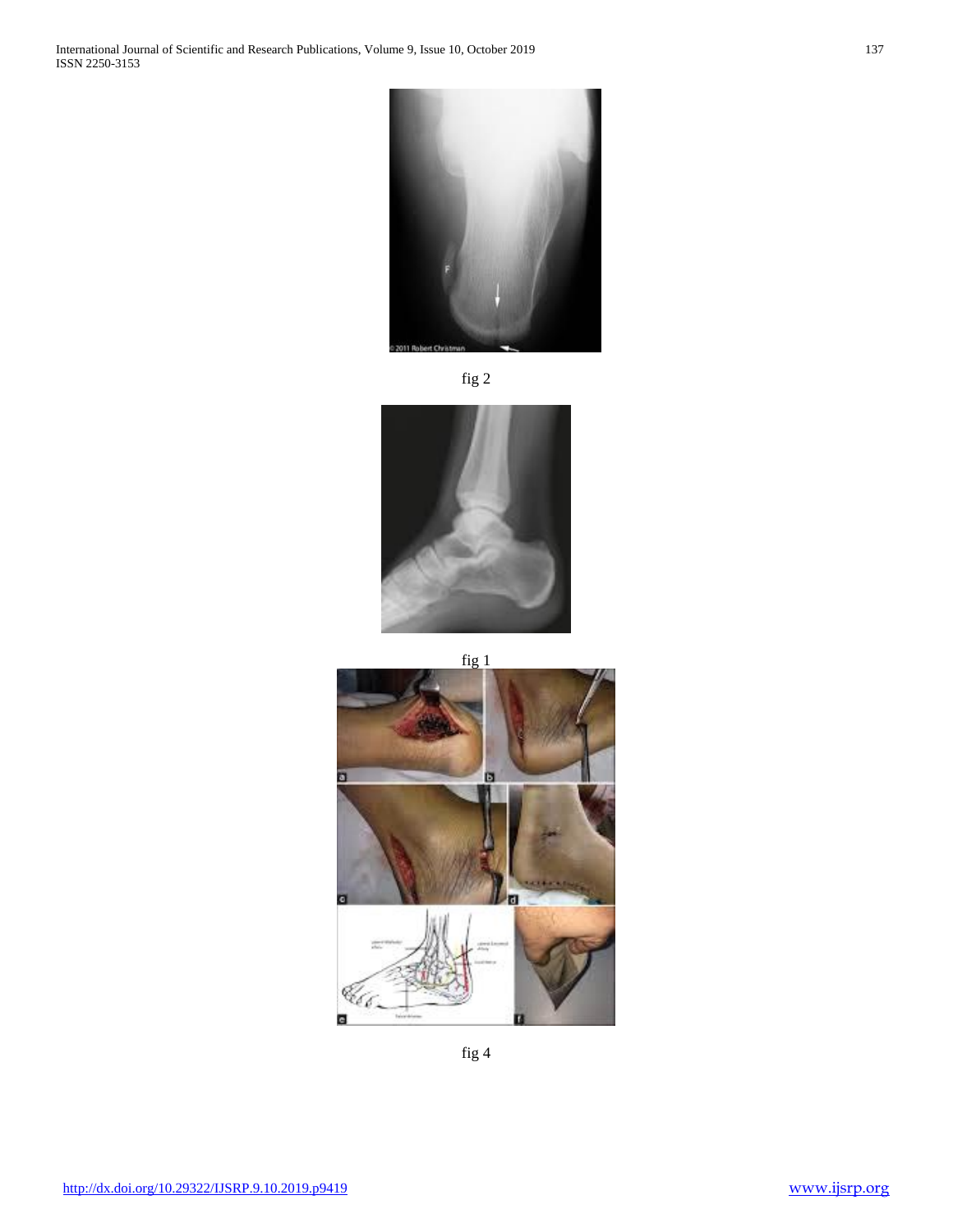fig 2

fig 1

fig 4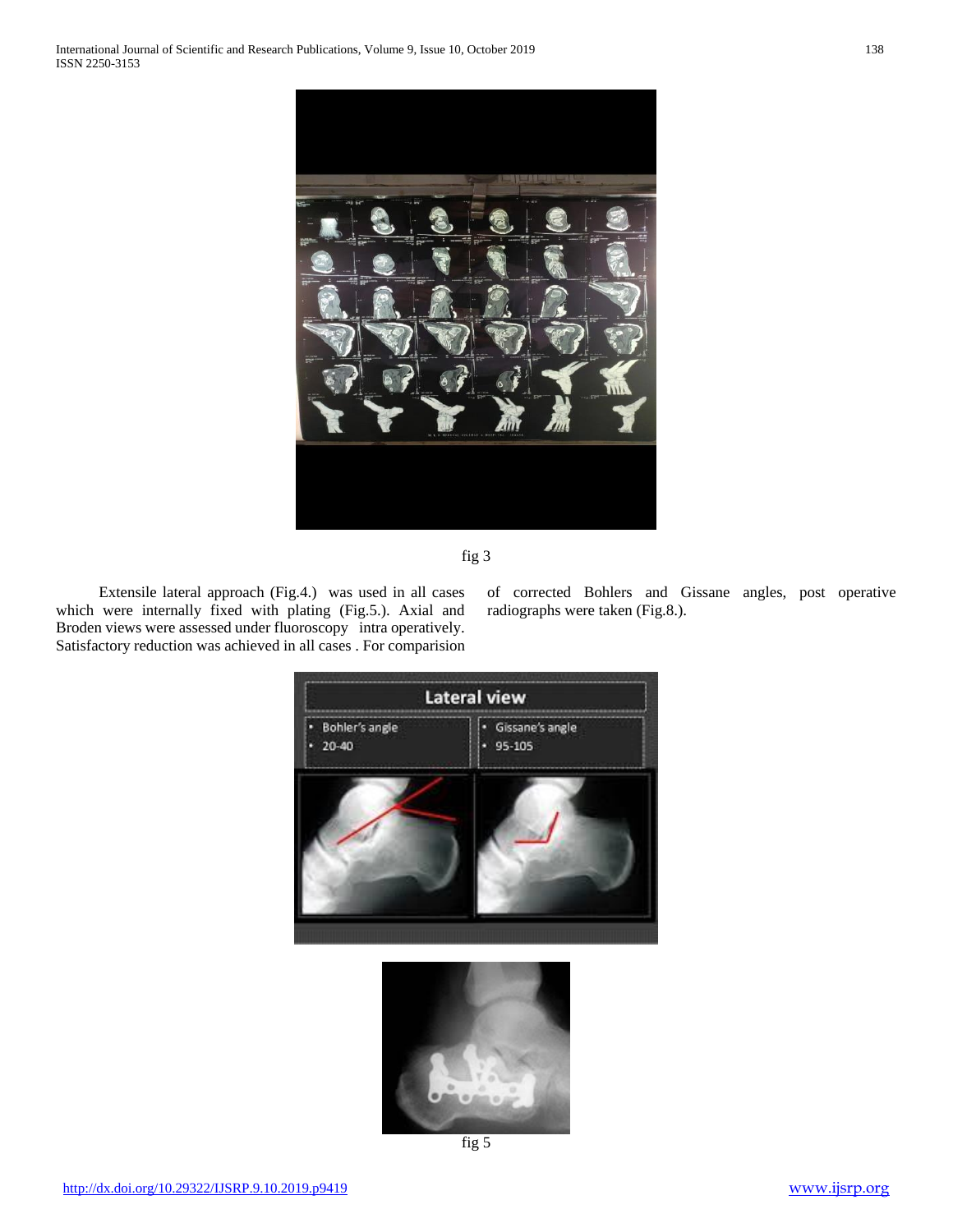fig 3

Extensile lateral approach (Fig.4.) was used in all cases which were internally fixed with plating (Fig.5.). Axial and Broden views were assessed under fluoroscopy intra operatively. Satisfactory reduction was achieved in all cases . For comparision of corrected Bohlers and Gissane angles, post operative radiographs were taken (Fig.8.).

fig 5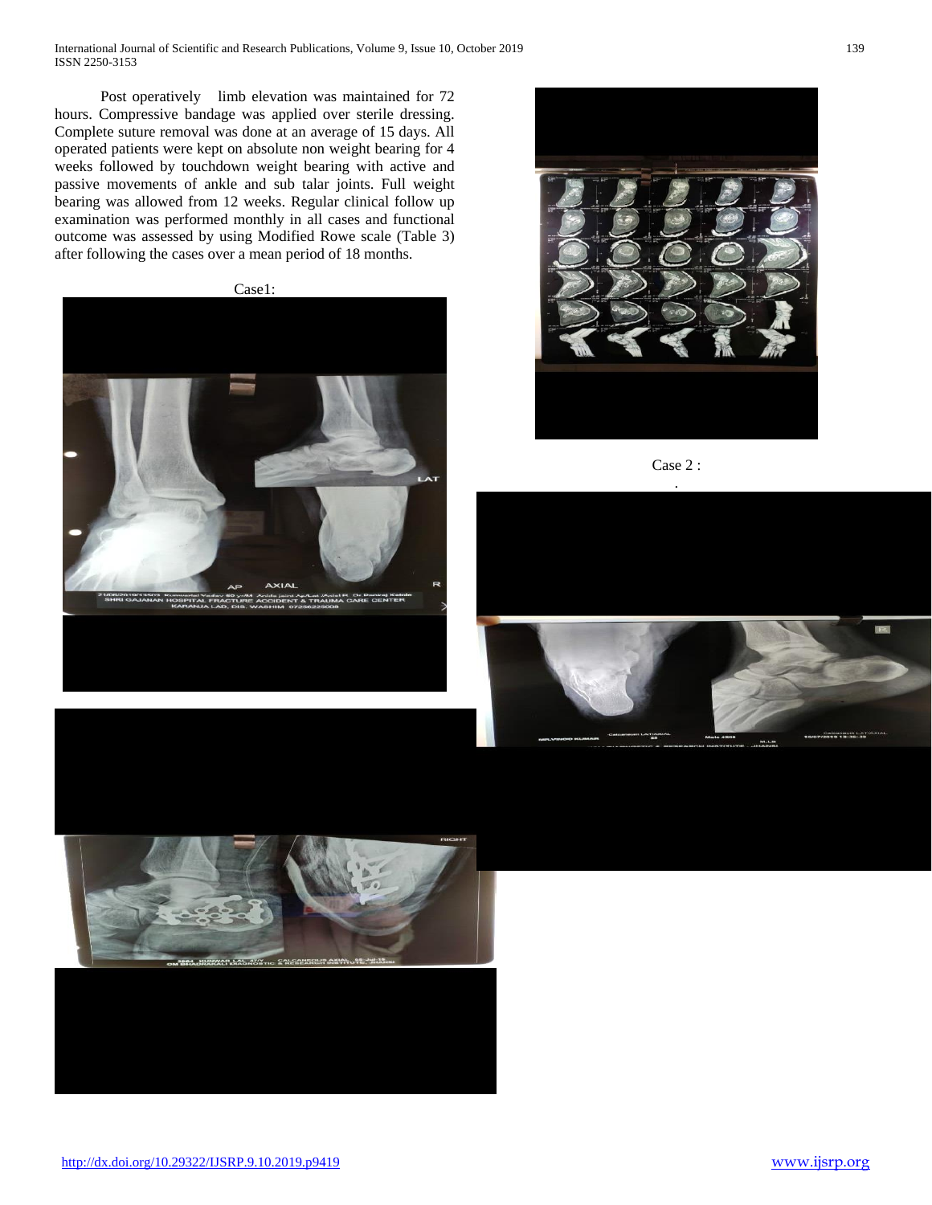Post operatively limb elevation was maintained for 72 hours. Compressive bandage was applied over sterile dressing. Complete suture removal was done at an average of 15 days. All operated patients were kept on absolute non weight bearing for 4 weeks followed by touchdown weight bearing with active and passive movements of ankle and sub talar joints. Full weight bearing was allowed from 12 weeks. Regular clinical follow up examination was performed monthly in all cases and functional outcome was assessed by using Modified Rowe scale (Table 3) after following the cases over a mean period of 18 months.

Case1:

Case 2 :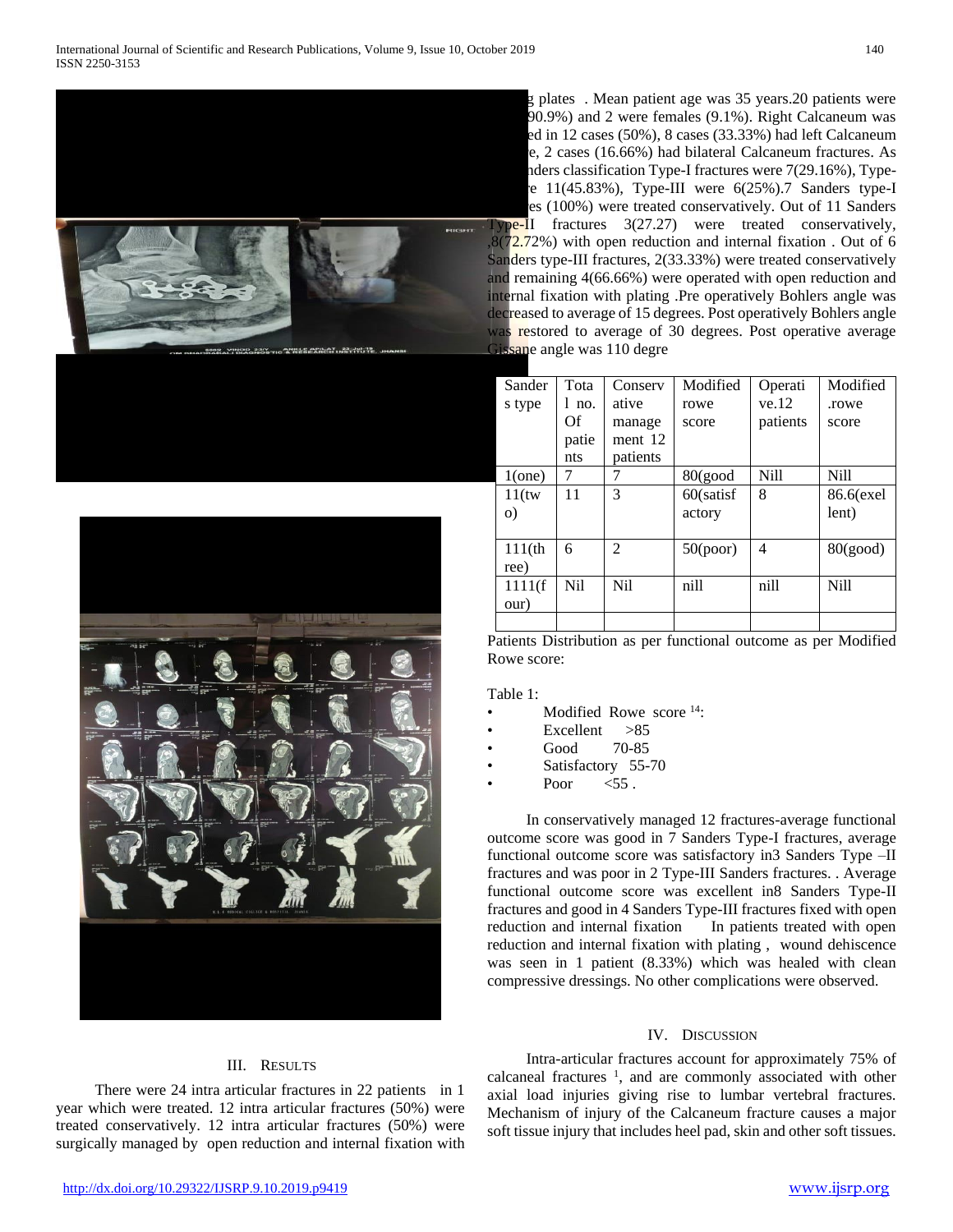## III. RESULTS

There were 24 intra articular fractures in 22 patients in 1 year which were treated. 12 intra articular fractures (50%) were treated conservatively. 12 intra articular fractures (50%) were surgically managed by open reduction and internal fixation with g plates . Mean patient age was 35 years.20 patients were 90.9%) and 2 were females (9.1%). Right Calcaneum was ed in 12 cases (50%), 8 cases (33.33%) had left Calcaneum e, 2 cases (16.66%) had bilateral Calcaneum fractures. As nders classification Type-I fractures were 7(29.16%), Type-e 11(45.83%), Type-III were 6(25%).7 Sanders type-I es (100%) were treated conservatively. Out of 11 Sanders Type-II fractures 3(27.27) were treated conservatively, ,8(72.72%) with open reduction and internal fixation . Out of 6 Sanders type-III fractures, 2(33.33%) were treated conservatively and remaining 4(66.66%) were operated with open reduction and internal fixation with plating .Pre operatively Bohlers angle was decreased to average of 15 degrees. Post operatively Bohlers angle was restored to average of 30 degrees. Post operative average Gissane angle was 110 degre

| Sanders type | Total no. Of patients | Conservative management 12 patients | Modified rowe score | Operative.12 patients | Modified .rowe score |
|---|---|---|---|---|---|
| 1(one) | 7 | 7 | 80(good | Nill | Nill |
| 11(two) | 11 | 3 | 60(satisfactory | 8 | 86.6(exellent) |
| 111(three) | 6 | 2 | 50(poor) | 4 | 80(good) |
| 1111(four) | Nil | Nil | nill | nill | Nill |
| | | | | | |

Patients Distribution as per functional outcome as per Modified Rowe score:

Table 1:

- Modified Rowe score [14]:
- Excellent >85
- Good 70-85
- Satisfactory 55-70
- Poor <55 .

In conservatively managed 12 fractures-average functional outcome score was good in 7 Sanders Type-I fractures, average functional outcome score was satisfactory in3 Sanders Type –II fractures and was poor in 2 Type-III Sanders fractures. . Average functional outcome score was excellent in8 Sanders Type-II fractures and good in 4 Sanders Type-III fractures fixed with open reduction and internal fixation In patients treated with open reduction and internal fixation with plating , wound dehiscence was seen in 1 patient (8.33%) which was healed with clean compressive dressings. No other complications were observed.

## IV. DISCUSSION

Intra-articular fractures account for approximately 75% of calcaneal fractures [1], and are commonly associated with other axial load injuries giving rise to lumbar vertebral fractures. Mechanism of injury of the Calcaneum fracture causes a major soft tissue injury that includes heel pad, skin and other soft tissues.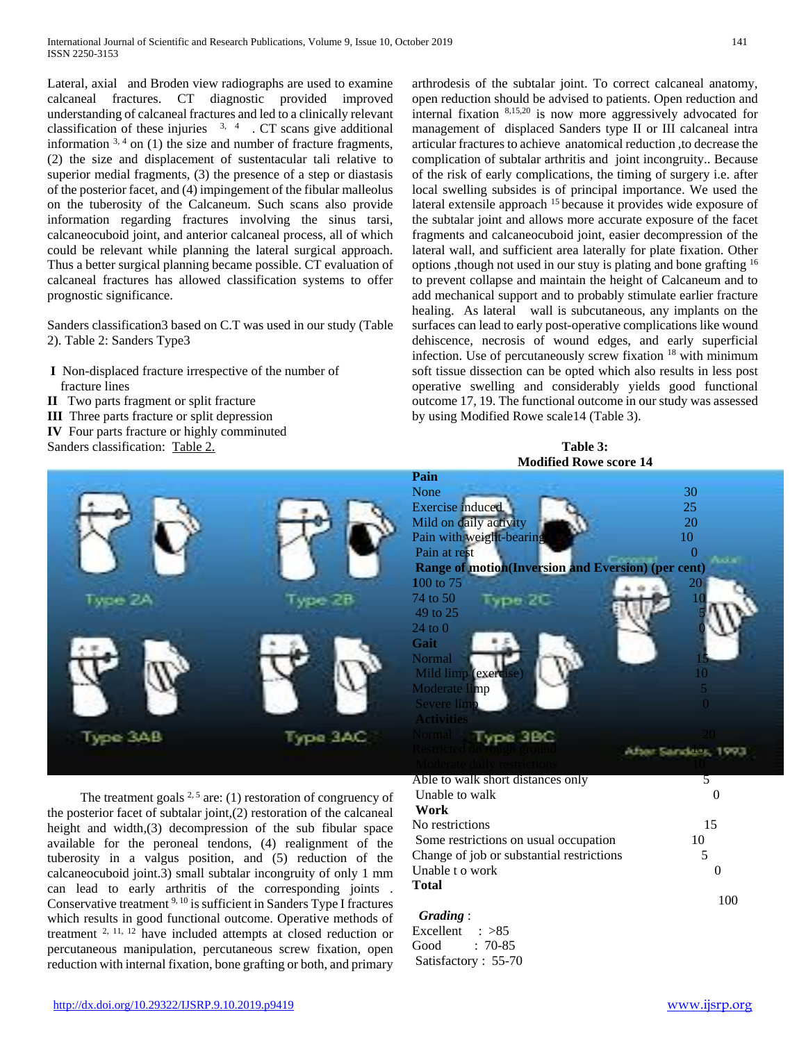Lateral, axial and Broden view radiographs are used to examine calcaneal fractures. CT diagnostic provided improved understanding of calcaneal fractures and led to a clinically relevant classification of these injuries [3, 4]. CT scans give additional information [3, 4] on (1) the size and number of fracture fragments, (2) the size and displacement of sustentacular tali relative to superior medial fragments, (3) the presence of a step or diastasis of the posterior facet, and (4) impingement of the fibular malleolus on the tuberosity of the Calcaneum. Such scans also provide information regarding fractures involving the sinus tarsi, calcaneocuboid joint, and anterior calcaneal process, all of which could be relevant while planning the lateral surgical approach. Thus a better surgical planning became possible. CT evaluation of calcaneal fractures has allowed classification systems to offer prognostic significance.

Sanders classification3 based on C.T was used in our study (Table 2). Table 2: Sanders Type3

- **I** Non-displaced fracture irrespective of the number of fracture lines
- **II** Two parts fragment or split fracture
- **III** Three parts fracture or split depression
- **IV** Four parts fracture or highly comminuted

Sanders classification: Table 2.

The treatment goals [2, 5] are: (1) restoration of congruency of the posterior facet of subtalar joint,(2) restoration of the calcaneal height and width,(3) decompression of the sub fibular space available for the peroneal tendons, (4) realignment of the tuberosity in a valgus position, and (5) reduction of the calcaneocuboid joint.3) small subtalar incongruity of only 1 mm can lead to early arthritis of the corresponding joints . Conservative treatment [9, 10] is sufficient in Sanders Type I fractures which results in good functional outcome. Operative methods of treatment [2, 11, 12] have included attempts at closed reduction or percutaneous manipulation, percutaneous screw fixation, open reduction with internal fixation, bone grafting or both, and primary arthrodesis of the subtalar joint. To correct calcaneal anatomy, open reduction should be advised to patients. Open reduction and internal fixation [8,15,20] is now more aggressively advocated for management of displaced Sanders type II or III calcaneal intra articular fractures to achieve anatomical reduction ,to decrease the complication of subtalar arthritis and joint incongruity.. Because of the risk of early complications, the timing of surgery i.e. after local swelling subsides is of principal importance. We used the lateral extensile approach [15] because it provides wide exposure of the subtalar joint and allows more accurate exposure of the facet fragments and calcaneocuboid joint, easier decompression of the lateral wall, and sufficient area laterally for plate fixation. Other options ,though not used in our stuy is plating and bone grafting [16] to prevent collapse and maintain the height of Calcaneum and to add mechanical support and to probably stimulate earlier fracture healing. As lateral wall is subcutaneous, any implants on the surfaces can lead to early post-operative complications like wound dehiscence, necrosis of wound edges, and early superficial infection. Use of percutaneously screw fixation [18] with minimum soft tissue dissection can be opted which also results in less post operative swelling and considerably yields good functional outcome 17, 19. The functional outcome in our study was assessed by using Modified Rowe scale14 (Table 3).

**Table 3:**
**Modified Rowe score 14**

| | |
|---|---|
| **Pain** | |
| None | 30 |
| Exercise induced | 25 |
| Mild on daily activity | 20 |
| Pain with weight-bearing | 10 |
| Pain at rest | 0 |
| **Range of motion(Inversion and Eversion) (per cent)** | |
| 100 to 75 | 20 |
| 74 to 50 | 10 |
| 49 to 25 | 5 |
| 24 to 0 | 0 |
| **Gait** | |
| Normal | 15 |
| Mild limp (exercise) | 10 |
| Moderate limp | 5 |
| Severe limp | 0 |
| **Activities** | |
| Normal | 20 |
| Restricted on rough ground | 15 |
| Moderate daily restrictions | 10 |
| Able to walk short distances only | 5 |
| Unable to walk | 0 |
| **Work** | |
| No restrictions | 15 |
| Some restrictions on usual occupation | 10 |
| Change of job or substantial restrictions | 5 |
| Unable t o work | 0 |
| **Total** | 100 |

***Grading*** :

Excellent : >85
Good : 70-85
Satisfactory : 55-70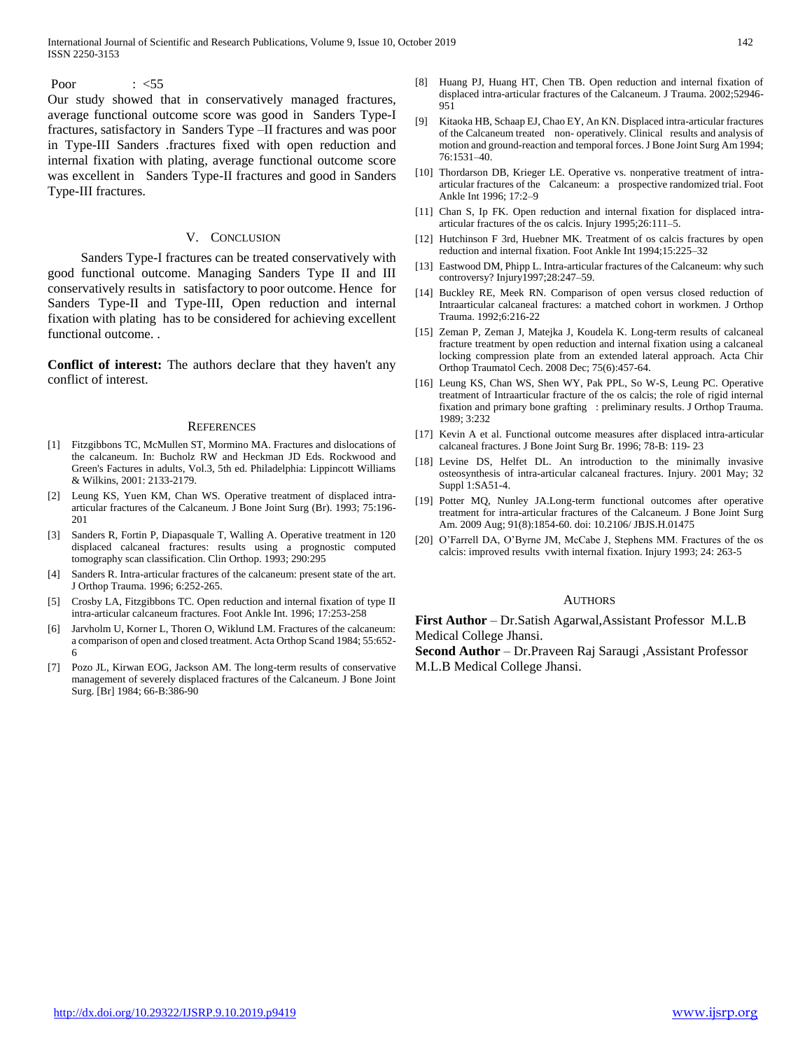Poor : <55

Our study showed that in conservatively managed fractures, average functional outcome score was good in Sanders Type-I fractures, satisfactory in Sanders Type –II fractures and was poor in Type-III Sanders .fractures fixed with open reduction and internal fixation with plating, average functional outcome score was excellent in Sanders Type-II fractures and good in Sanders Type-III fractures.

## V. Conclusion

Sanders Type-I fractures can be treated conservatively with good functional outcome. Managing Sanders Type II and III conservatively results in satisfactory to poor outcome. Hence for Sanders Type-II and Type-III, Open reduction and internal fixation with plating has to be considered for achieving excellent functional outcome. .

**Conflict of interest:** The authors declare that they haven't any conflict of interest.

## References

[1] Fitzgibbons TC, McMullen ST, Mormino MA. Fractures and dislocations of the calcaneum. In: Bucholz RW and Heckman JD Eds. Rockwood and Green's Factures in adults, Vol.3, 5th ed. Philadelphia: Lippincott Williams & Wilkins, 2001: 2133-2179.

[2] Leung KS, Yuen KM, Chan WS. Operative treatment of displaced intra-articular fractures of the Calcaneum. J Bone Joint Surg (Br). 1993; 75:196-201

[3] Sanders R, Fortin P, Diapasquale T, Walling A. Operative treatment in 120 displaced calcaneal fractures: results using a prognostic computed tomography scan classification. Clin Orthop. 1993; 290:295

[4] Sanders R. Intra-articular fractures of the calcaneum: present state of the art. J Orthop Trauma. 1996; 6:252-265.

[5] Crosby LA, Fitzgibbons TC. Open reduction and internal fixation of type II intra-articular calcaneum fractures. Foot Ankle Int. 1996; 17:253-258

[6] Jarvholm U, Korner L, Thoren O, Wiklund LM. Fractures of the calcaneum: a comparison of open and closed treatment. Acta Orthop Scand 1984; 55:652-6

[7] Pozo JL, Kirwan EOG, Jackson AM. The long-term results of conservative management of severely displaced fractures of the Calcaneum. J Bone Joint Surg. [Br] 1984; 66-B:386-90

[8] Huang PJ, Huang HT, Chen TB. Open reduction and internal fixation of displaced intra-articular fractures of the Calcaneum. J Trauma. 2002;52946-951

[9] Kitaoka HB, Schaap EJ, Chao EY, An KN. Displaced intra-articular fractures of the Calcaneum treated non- operatively. Clinical results and analysis of motion and ground-reaction and temporal forces. J Bone Joint Surg Am 1994; 76:1531–40.

[10] Thordarson DB, Krieger LE. Operative vs. nonperative treatment of intra-articular fractures of the Calcaneum: a prospective randomized trial. Foot Ankle Int 1996; 17:2–9

[11] Chan S, Ip FK. Open reduction and internal fixation for displaced intra-articular fractures of the os calcis. Injury 1995;26:111–5.

[12] Hutchinson F 3rd, Huebner MK. Treatment of os calcis fractures by open reduction and internal fixation. Foot Ankle Int 1994;15:225–32

[13] Eastwood DM, Phipp L. Intra-articular fractures of the Calcaneum: why such controversy? Injury1997;28:247–59.

[14] Buckley RE, Meek RN. Comparison of open versus closed reduction of Intraarticular calcaneal fractures: a matched cohort in workmen. J Orthop Trauma. 1992;6:216-22

[15] Zeman P, Zeman J, Matejka J, Koudela K. Long-term results of calcaneal fracture treatment by open reduction and internal fixation using a calcaneal locking compression plate from an extended lateral approach. Acta Chir Orthop Traumatol Cech. 2008 Dec; 75(6):457-64.

[16] Leung KS, Chan WS, Shen WY, Pak PPL, So W-S, Leung PC. Operative treatment of Intraarticular fracture of the os calcis; the role of rigid internal fixation and primary bone grafting : preliminary results. J Orthop Trauma. 1989; 3:232

[17] Kevin A et al. Functional outcome measures after displaced intra-articular calcaneal fractures. J Bone Joint Surg Br. 1996; 78-B: 119- 23

[18] Levine DS, Helfet DL. An introduction to the minimally invasive osteosynthesis of intra-articular calcaneal fractures. Injury. 2001 May; 32 Suppl 1:SA51-4.

[19] Potter MQ, Nunley JA.Long-term functional outcomes after operative treatment for intra-articular fractures of the Calcaneum. J Bone Joint Surg Am. 2009 Aug; 91(8):1854-60. doi: 10.2106/ JBJS.H.01475

[20] O'Farrell DA, O'Byrne JM, McCabe J, Stephens MM. Fractures of the os calcis: improved results vwith internal fixation. Injury 1993; 24: 263-5

## Authors

**First Author** – Dr.Satish Agarwal,Assistant Professor M.L.B Medical College Jhansi.

**Second Author** – Dr.Praveen Raj Saraugi ,Assistant Professor M.L.B Medical College Jhansi.